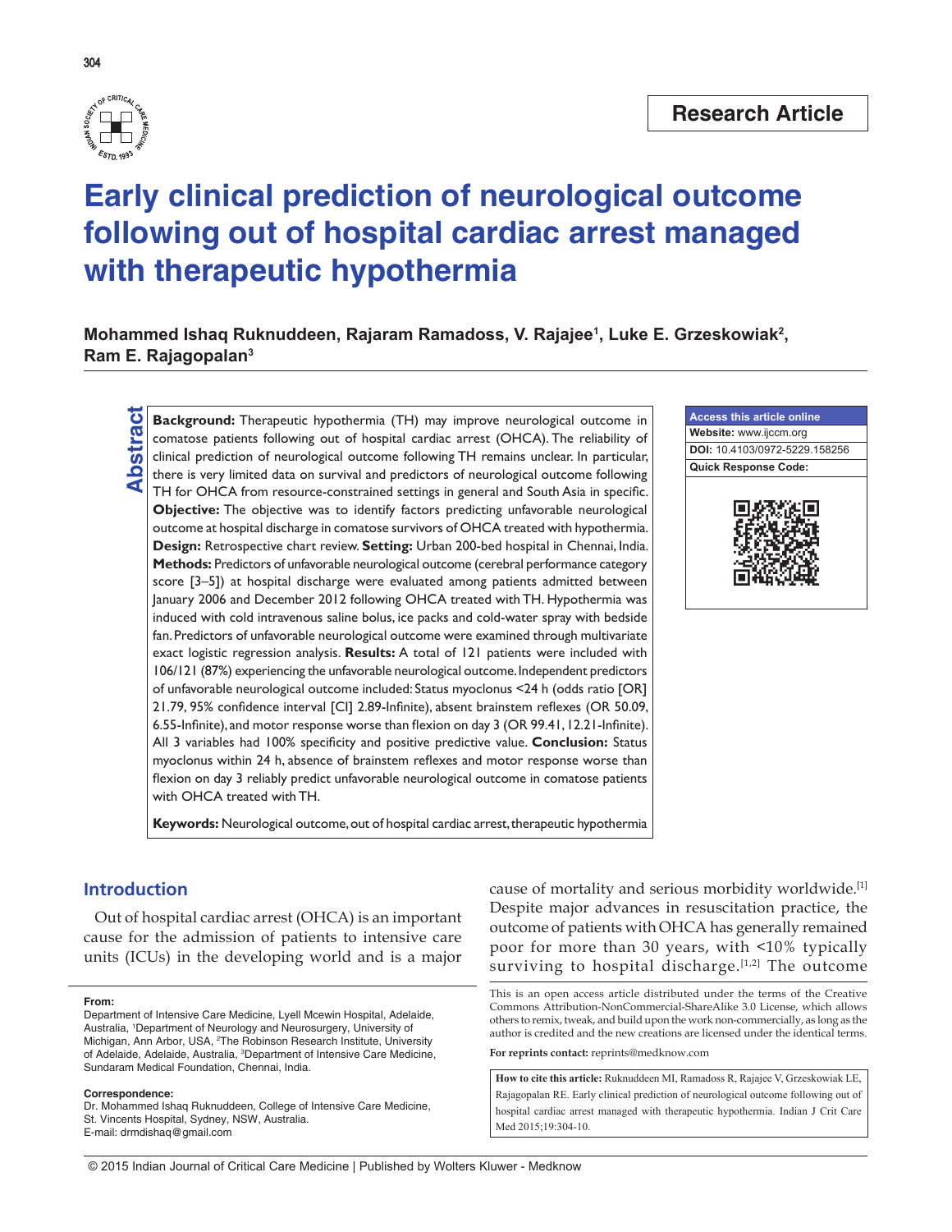Research Article

# Early clinical prediction of neurological outcome following out of hospital cardiac arrest managed with therapeutic hypothermia

**Mohammed Ishaq Ruknuddeen, Rajaram Ramadoss, V. Rajajee[1], Luke E. Grzeskowiak[2], Ram E. Rajagopalan[3]**

## Abstract

**Background:** Therapeutic hypothermia (TH) may improve neurological outcome in comatose patients following out of hospital cardiac arrest (OHCA). The reliability of clinical prediction of neurological outcome following TH remains unclear. In particular, there is very limited data on survival and predictors of neurological outcome following TH for OHCA from resource-constrained settings in general and South Asia in specific. **Objective:** The objective was to identify factors predicting unfavorable neurological outcome at hospital discharge in comatose survivors of OHCA treated with hypothermia. **Design:** Retrospective chart review. **Setting:** Urban 200-bed hospital in Chennai, India. **Methods:** Predictors of unfavorable neurological outcome (cerebral performance category score [3–5]) at hospital discharge were evaluated among patients admitted between January 2006 and December 2012 following OHCA treated with TH. Hypothermia was induced with cold intravenous saline bolus, ice packs and cold-water spray with bedside fan. Predictors of unfavorable neurological outcome were examined through multivariate exact logistic regression analysis. **Results:** A total of 121 patients were included with 106/121 (87%) experiencing the unfavorable neurological outcome. Independent predictors of unfavorable neurological outcome included: Status myoclonus <24 h (odds ratio [OR] 21.79, 95% confidence interval [CI] 2.89-Infinite), absent brainstem reflexes (OR 50.09, 6.55-Infinite), and motor response worse than flexion on day 3 (OR 99.41, 12.21-Infinite). All 3 variables had 100% specificity and positive predictive value. **Conclusion:** Status myoclonus within 24 h, absence of brainstem reflexes and motor response worse than flexion on day 3 reliably predict unfavorable neurological outcome in comatose patients with OHCA treated with TH.

**Keywords:** Neurological outcome, out of hospital cardiac arrest, therapeutic hypothermia

| Access this article online |
|---|
| **Website:** www.ijccm.org |
| **DOI:** 10.4103/0972-5229.158256 |
| **Quick Response Code:** |

## Introduction

Out of hospital cardiac arrest (OHCA) is an important cause for the admission of patients to intensive care units (ICUs) in the developing world and is a major cause of mortality and serious morbidity worldwide.[1] Despite major advances in resuscitation practice, the outcome of patients with OHCA has generally remained poor for more than 30 years, with <10% typically surviving to hospital discharge.[1,2] The outcome

**From:**

Department of Intensive Care Medicine, Lyell Mcewin Hospital, Adelaide, Australia, [1]Department of Neurology and Neurosurgery, University of Michigan, Ann Arbor, USA, [2]The Robinson Research Institute, University of Adelaide, Adelaide, Australia, [3]Department of Intensive Care Medicine, Sundaram Medical Foundation, Chennai, India.

**Correspondence:**

Dr. Mohammed Ishaq Ruknuddeen, College of Intensive Care Medicine, St. Vincents Hospital, Sydney, NSW, Australia.
E-mail: drmdishaq@gmail.com

This is an open access article distributed under the terms of the Creative Commons Attribution-NonCommercial-ShareAlike 3.0 License, which allows others to remix, tweak, and build upon the work non-commercially, as long as the author is credited and the new creations are licensed under the identical terms.

**For reprints contact:** reprints@medknow.com

**How to cite this article:** Ruknuddeen MI, Ramadoss R, Rajajee V, Grzeskowiak LE, Rajagopalan RE. Early clinical prediction of neurological outcome following out of hospital cardiac arrest managed with therapeutic hypothermia. Indian J Crit Care Med 2015;19:304-10.

© 2015 Indian Journal of Critical Care Medicine | Published by Wolters Kluwer - Medknow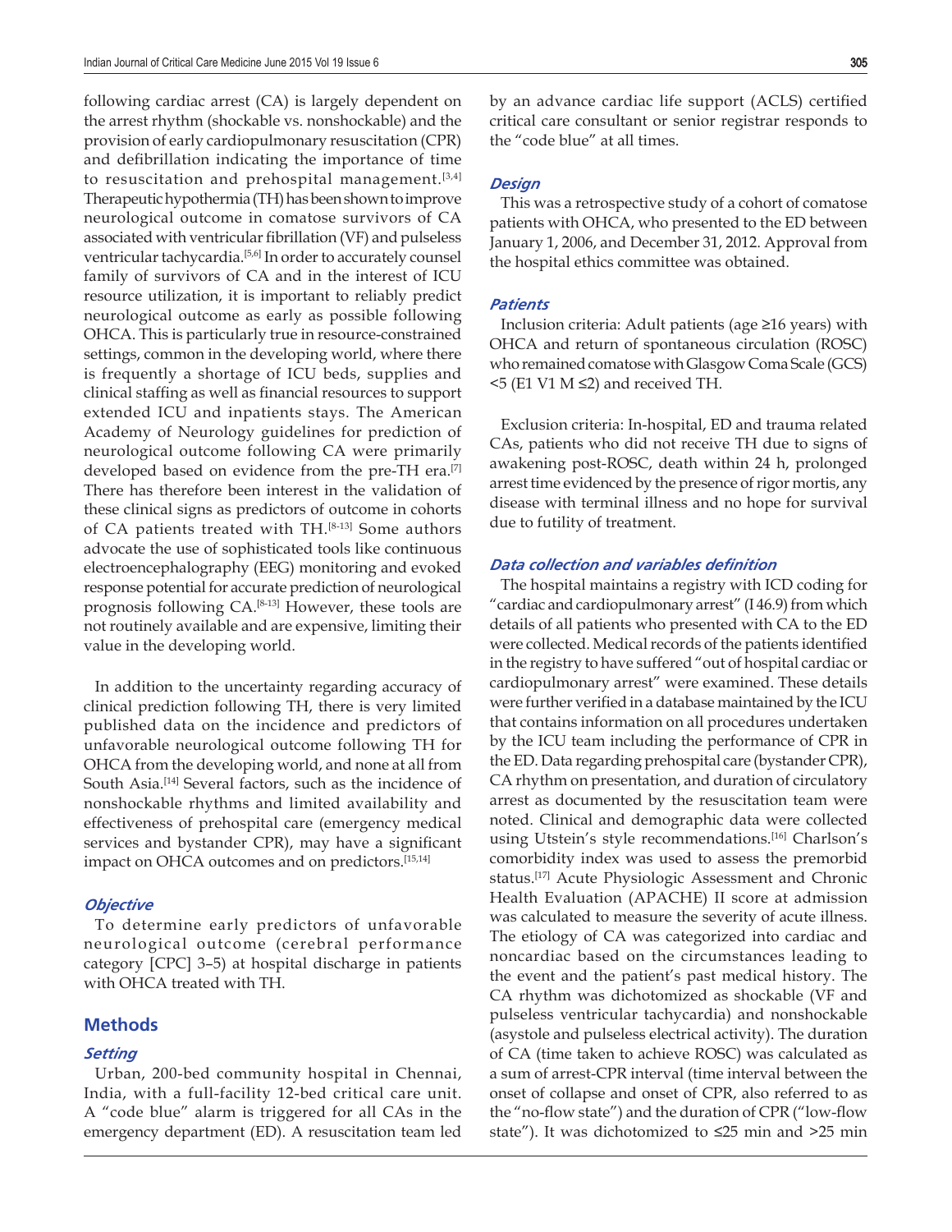following cardiac arrest (CA) is largely dependent on the arrest rhythm (shockable vs. nonshockable) and the provision of early cardiopulmonary resuscitation (CPR) and defibrillation indicating the importance of time to resuscitation and prehospital management.[3,4] Therapeutic hypothermia (TH) has been shown to improve neurological outcome in comatose survivors of CA associated with ventricular fibrillation (VF) and pulseless ventricular tachycardia.[5,6] In order to accurately counsel family of survivors of CA and in the interest of ICU resource utilization, it is important to reliably predict neurological outcome as early as possible following OHCA. This is particularly true in resource-constrained settings, common in the developing world, where there is frequently a shortage of ICU beds, supplies and clinical staffing as well as financial resources to support extended ICU and inpatients stays. The American Academy of Neurology guidelines for prediction of neurological outcome following CA were primarily developed based on evidence from the pre-TH era.[7] There has therefore been interest in the validation of these clinical signs as predictors of outcome in cohorts of CA patients treated with TH.[8-13] Some authors advocate the use of sophisticated tools like continuous electroencephalography (EEG) monitoring and evoked response potential for accurate prediction of neurological prognosis following CA.[8-13] However, these tools are not routinely available and are expensive, limiting their value in the developing world.

In addition to the uncertainty regarding accuracy of clinical prediction following TH, there is very limited published data on the incidence and predictors of unfavorable neurological outcome following TH for OHCA from the developing world, and none at all from South Asia.[14] Several factors, such as the incidence of nonshockable rhythms and limited availability and effectiveness of prehospital care (emergency medical services and bystander CPR), may have a significant impact on OHCA outcomes and on predictors.[15,14]

### *Objective*

To determine early predictors of unfavorable neurological outcome (cerebral performance category [CPC] 3–5) at hospital discharge in patients with OHCA treated with TH.

## Methods

### *Setting*

Urban, 200-bed community hospital in Chennai, India, with a full-facility 12-bed critical care unit. A "code blue" alarm is triggered for all CAs in the emergency department (ED). A resuscitation team led by an advance cardiac life support (ACLS) certified critical care consultant or senior registrar responds to the "code blue" at all times.

### *Design*

This was a retrospective study of a cohort of comatose patients with OHCA, who presented to the ED between January 1, 2006, and December 31, 2012. Approval from the hospital ethics committee was obtained.

### *Patients*

Inclusion criteria: Adult patients (age ≥16 years) with OHCA and return of spontaneous circulation (ROSC) who remained comatose with Glasgow Coma Scale (GCS) <5 (E1 V1 M ≤2) and received TH.

Exclusion criteria: In-hospital, ED and trauma related CAs, patients who did not receive TH due to signs of awakening post-ROSC, death within 24 h, prolonged arrest time evidenced by the presence of rigor mortis, any disease with terminal illness and no hope for survival due to futility of treatment.

### *Data collection and variables definition*

The hospital maintains a registry with ICD coding for "cardiac and cardiopulmonary arrest" (I 46.9) from which details of all patients who presented with CA to the ED were collected. Medical records of the patients identified in the registry to have suffered "out of hospital cardiac or cardiopulmonary arrest" were examined. These details were further verified in a database maintained by the ICU that contains information on all procedures undertaken by the ICU team including the performance of CPR in the ED. Data regarding prehospital care (bystander CPR), CA rhythm on presentation, and duration of circulatory arrest as documented by the resuscitation team were noted. Clinical and demographic data were collected using Utstein's style recommendations.[16] Charlson's comorbidity index was used to assess the premorbid status.[17] Acute Physiologic Assessment and Chronic Health Evaluation (APACHE) II score at admission was calculated to measure the severity of acute illness. The etiology of CA was categorized into cardiac and noncardiac based on the circumstances leading to the event and the patient's past medical history. The CA rhythm was dichotomized as shockable (VF and pulseless ventricular tachycardia) and nonshockable (asystole and pulseless electrical activity). The duration of CA (time taken to achieve ROSC) was calculated as a sum of arrest-CPR interval (time interval between the onset of collapse and onset of CPR, also referred to as the "no-flow state") and the duration of CPR ("low-flow state"). It was dichotomized to ≤25 min and >25 min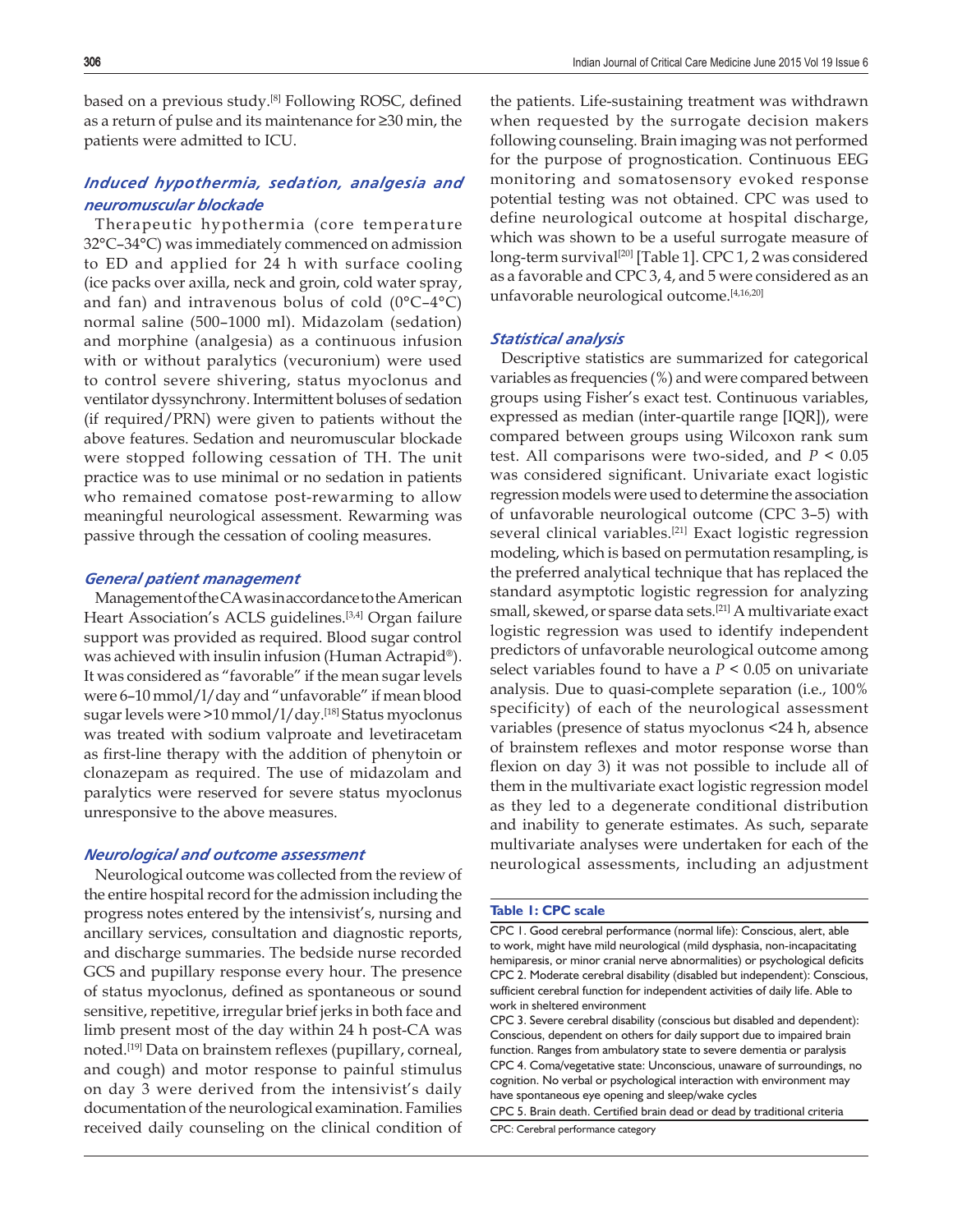based on a previous study.[8] Following ROSC, defined as a return of pulse and its maintenance for ≥30 min, the patients were admitted to ICU.

### *Induced hypothermia, sedation, analgesia and neuromuscular blockade*

Therapeutic hypothermia (core temperature 32°C–34°C) was immediately commenced on admission to ED and applied for 24 h with surface cooling (ice packs over axilla, neck and groin, cold water spray, and fan) and intravenous bolus of cold (0°C–4°C) normal saline (500–1000 ml). Midazolam (sedation) and morphine (analgesia) as a continuous infusion with or without paralytics (vecuronium) were used to control severe shivering, status myoclonus and ventilator dyssynchrony. Intermittent boluses of sedation (if required/PRN) were given to patients without the above features. Sedation and neuromuscular blockade were stopped following cessation of TH. The unit practice was to use minimal or no sedation in patients who remained comatose post-rewarming to allow meaningful neurological assessment. Rewarming was passive through the cessation of cooling measures.

### *General patient management*

Management of the CA was in accordance to the American Heart Association's ACLS guidelines.[3,4] Organ failure support was provided as required. Blood sugar control was achieved with insulin infusion (Human Actrapid®). It was considered as "favorable" if the mean sugar levels were 6–10 mmol/l/day and "unfavorable" if mean blood sugar levels were >10 mmol/l/day.[18] Status myoclonus was treated with sodium valproate and levetiracetam as first-line therapy with the addition of phenytoin or clonazepam as required. The use of midazolam and paralytics were reserved for severe status myoclonus unresponsive to the above measures.

### *Neurological and outcome assessment*

Neurological outcome was collected from the review of the entire hospital record for the admission including the progress notes entered by the intensivist's, nursing and ancillary services, consultation and diagnostic reports, and discharge summaries. The bedside nurse recorded GCS and pupillary response every hour. The presence of status myoclonus, defined as spontaneous or sound sensitive, repetitive, irregular brief jerks in both face and limb present most of the day within 24 h post-CA was noted.[19] Data on brainstem reflexes (pupillary, corneal, and cough) and motor response to painful stimulus on day 3 were derived from the intensivist's daily documentation of the neurological examination. Families received daily counseling on the clinical condition of the patients. Life-sustaining treatment was withdrawn when requested by the surrogate decision makers following counseling. Brain imaging was not performed for the purpose of prognostication. Continuous EEG monitoring and somatosensory evoked response potential testing was not obtained. CPC was used to define neurological outcome at hospital discharge, which was shown to be a useful surrogate measure of long-term survival[20] [Table 1]. CPC 1, 2 was considered as a favorable and CPC 3, 4, and 5 were considered as an unfavorable neurological outcome.[4,16,20]

### *Statistical analysis*

Descriptive statistics are summarized for categorical variables as frequencies (%) and were compared between groups using Fisher's exact test. Continuous variables, expressed as median (inter-quartile range [IQR]), were compared between groups using Wilcoxon rank sum test. All comparisons were two-sided, and $P < 0.05$ was considered significant. Univariate exact logistic regression models were used to determine the association of unfavorable neurological outcome (CPC 3–5) with several clinical variables.[21] Exact logistic regression modeling, which is based on permutation resampling, is the preferred analytical technique that has replaced the standard asymptotic logistic regression for analyzing small, skewed, or sparse data sets.[21] A multivariate exact logistic regression was used to identify independent predictors of unfavorable neurological outcome among select variables found to have a $P < 0.05$ on univariate analysis. Due to quasi-complete separation (i.e., 100% specificity) of each of the neurological assessment variables (presence of status myoclonus <24 h, absence of brainstem reflexes and motor response worse than flexion on day 3) it was not possible to include all of them in the multivariate exact logistic regression model as they led to a degenerate conditional distribution and inability to generate estimates. As such, separate multivariate analyses were undertaken for each of the neurological assessments, including an adjustment

**Table 1: CPC scale**

| |
|---|
| CPC 1. Good cerebral performance (normal life): Conscious, alert, able to work, might have mild neurological (mild dysphasia, non-incapacitating hemiparesis, or minor cranial nerve abnormalities) or psychological deficits |
| CPC 2. Moderate cerebral disability (disabled but independent): Conscious, sufficient cerebral function for independent activities of daily life. Able to work in sheltered environment |
| CPC 3. Severe cerebral disability (conscious but disabled and dependent): Conscious, dependent on others for daily support due to impaired brain function. Ranges from ambulatory state to severe dementia or paralysis |
| CPC 4. Coma/vegetative state: Unconscious, unaware of surroundings, no cognition. No verbal or psychological interaction with environment may have spontaneous eye opening and sleep/wake cycles |
| CPC 5. Brain death. Certified brain dead or dead by traditional criteria |

CPC: Cerebral performance category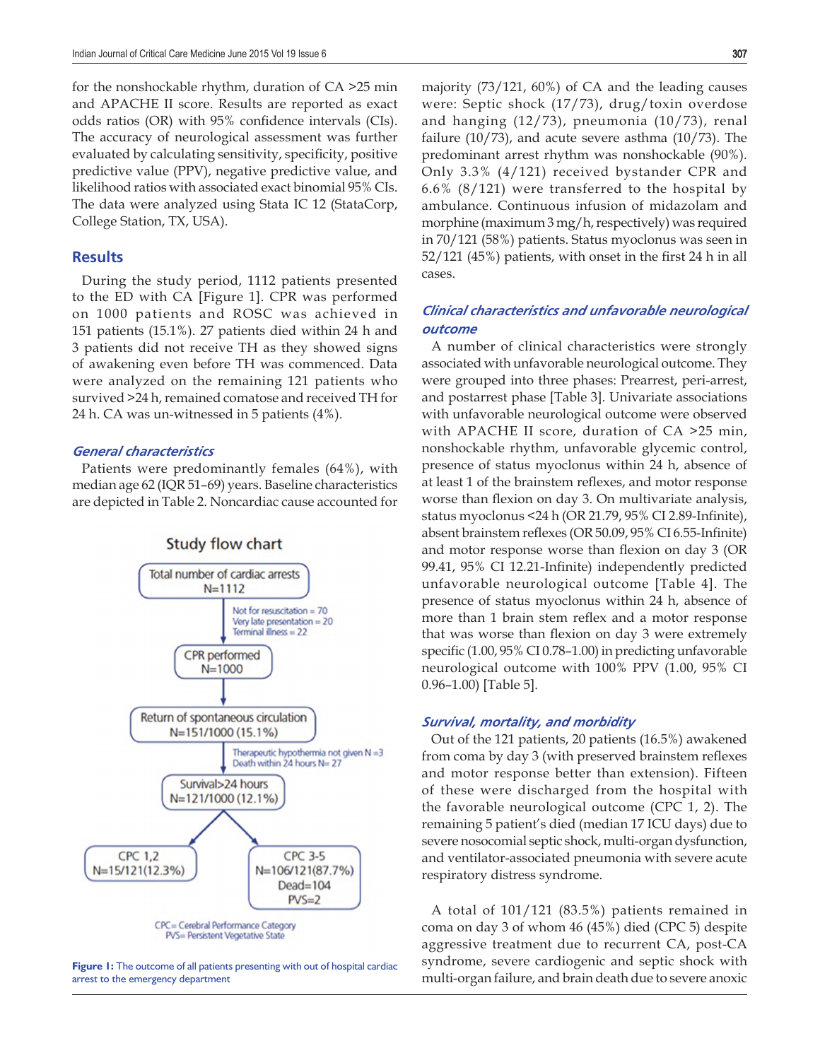for the nonshockable rhythm, duration of CA >25 min and APACHE II score. Results are reported as exact odds ratios (OR) with 95% confidence intervals (CIs). The accuracy of neurological assessment was further evaluated by calculating sensitivity, specificity, positive predictive value (PPV), negative predictive value, and likelihood ratios with associated exact binomial 95% CIs. The data were analyzed using Stata IC 12 (StataCorp, College Station, TX, USA).

## Results

During the study period, 1112 patients presented to the ED with CA [Figure 1]. CPR was performed on 1000 patients and ROSC was achieved in 151 patients (15.1%). 27 patients died within 24 h and 3 patients did not receive TH as they showed signs of awakening even before TH was commenced. Data were analyzed on the remaining 121 patients who survived >24 h, remained comatose and received TH for 24 h. CA was un-witnessed in 5 patients (4%).

### General characteristics

Patients were predominantly females (64%), with median age 62 (IQR 51–69) years. Baseline characteristics are depicted in Table 2. Noncardiac cause accounted for majority (73/121, 60%) of CA and the leading causes were: Septic shock (17/73), drug/toxin overdose and hanging (12/73), pneumonia (10/73), renal failure (10/73), and acute severe asthma (10/73). The predominant arrest rhythm was nonshockable (90%). Only 3.3% (4/121) received bystander CPR and 6.6% (8/121) were transferred to the hospital by ambulance. Continuous infusion of midazolam and morphine (maximum 3 mg/h, respectively) was required in 70/121 (58%) patients. Status myoclonus was seen in 52/121 (45%) patients, with onset in the first 24 h in all cases.

Study flow chart

Total number of cardiac arrests N=1112

Not for resuscitation = 70
Very late presentation = 20
Terminal illness = 22

CPR performed N=1000

Return of spontaneous circulation N=151/1000 (15.1%)

Therapeutic hypothermia not given N =3
Death within 24 hours N= 27

Survival>24 hours N=121/1000 (12.1%)

CPC 1,2 N=15/121(12.3%)

CPC 3-5 N=106/121(87.7%) Dead=104 PVS=2

CPC= Cerebral Performance Category
PVS= Persistent Vegetative State

**Figure 1:** The outcome of all patients presenting with out of hospital cardiac arrest to the emergency department

### Clinical characteristics and unfavorable neurological outcome

A number of clinical characteristics were strongly associated with unfavorable neurological outcome. They were grouped into three phases: Prearrest, peri-arrest, and postarrest phase [Table 3]. Univariate associations with unfavorable neurological outcome were observed with APACHE II score, duration of CA >25 min, nonshockable rhythm, unfavorable glycemic control, presence of status myoclonus within 24 h, absence of at least 1 of the brainstem reflexes, and motor response worse than flexion on day 3. On multivariate analysis, status myoclonus <24 h (OR 21.79, 95% CI 2.89-Infinite), absent brainstem reflexes (OR 50.09, 95% CI 6.55-Infinite) and motor response worse than flexion on day 3 (OR 99.41, 95% CI 12.21-Infinite) independently predicted unfavorable neurological outcome [Table 4]. The presence of status myoclonus within 24 h, absence of more than 1 brain stem reflex and a motor response that was worse than flexion on day 3 were extremely specific (1.00, 95% CI 0.78–1.00) in predicting unfavorable neurological outcome with 100% PPV (1.00, 95% CI 0.96–1.00) [Table 5].

### Survival, mortality, and morbidity

Out of the 121 patients, 20 patients (16.5%) awakened from coma by day 3 (with preserved brainstem reflexes and motor response better than extension). Fifteen of these were discharged from the hospital with the favorable neurological outcome (CPC 1, 2). The remaining 5 patient's died (median 17 ICU days) due to severe nosocomial septic shock, multi-organ dysfunction, and ventilator-associated pneumonia with severe acute respiratory distress syndrome.

A total of 101/121 (83.5%) patients remained in coma on day 3 of whom 46 (45%) died (CPC 5) despite aggressive treatment due to recurrent CA, post-CA syndrome, severe cardiogenic and septic shock with multi-organ failure, and brain death due to severe anoxic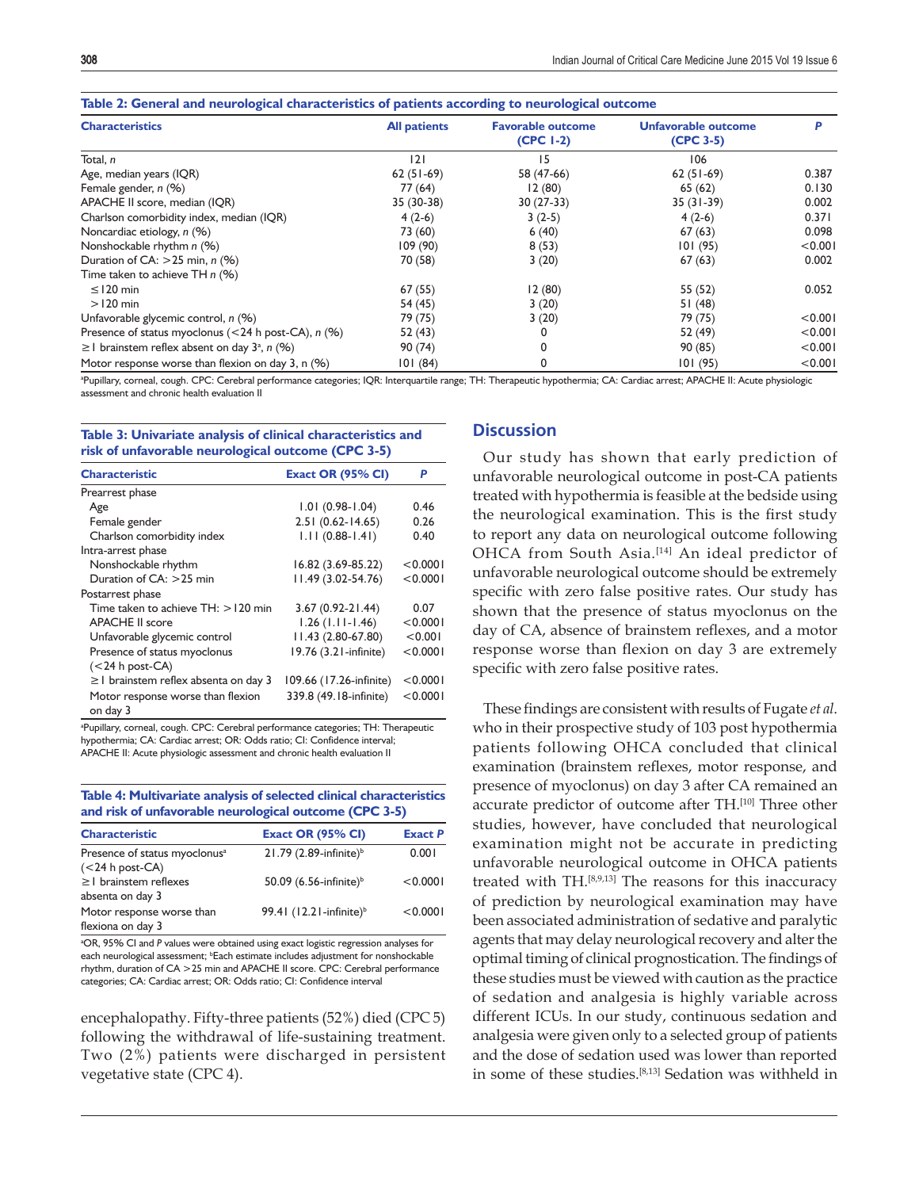**Table 2: General and neurological characteristics of patients according to neurological outcome**

| Characteristics | All patients | Favorable outcome (CPC 1-2) | Unfavorable outcome (CPC 3-5) | P |
|---|---|---|---|---|
| Total, *n* | 121 | 15 | 106 | |
| Age, median years (IQR) | 62 (51-69) | 58 (47-66) | 62 (51-69) | 0.387 |
| Female gender, *n* (%) | 77 (64) | 12 (80) | 65 (62) | 0.130 |
| APACHE II score, median (IQR) | 35 (30-38) | 30 (27-33) | 35 (31-39) | 0.002 |
| Charlson comorbidity index, median (IQR) | 4 (2-6) | 3 (2-5) | 4 (2-6) | 0.371 |
| Noncardiac etiology, *n* (%) | 73 (60) | 6 (40) | 67 (63) | 0.098 |
| Nonshockable rhythm *n* (%) | 109 (90) | 8 (53) | 101 (95) | <0.001 |
| Duration of CA: >25 min, *n* (%) | 70 (58) | 3 (20) | 67 (63) | 0.002 |
| Time taken to achieve TH *n* (%) | | | | |
| ≤120 min | 67 (55) | 12 (80) | 55 (52) | 0.052 |
| >120 min | 54 (45) | 3 (20) | 51 (48) | |
| Unfavorable glycemic control, *n* (%) | 79 (75) | 3 (20) | 79 (75) | <0.001 |
| Presence of status myoclonus (<24 h post-CA), *n* (%) | 52 (43) | 0 | 52 (49) | <0.001 |
| ≥1 brainstem reflex absent on day 3[a], *n* (%) | 90 (74) | 0 | 90 (85) | <0.001 |
| Motor response worse than flexion on day 3, n (%) | 101 (84) | 0 | 101 (95) | <0.001 |

[a]Pupillary, corneal, cough. CPC: Cerebral performance categories; IQR: Interquartile range; TH: Therapeutic hypothermia; CA: Cardiac arrest; APACHE II: Acute physiologic assessment and chronic health evaluation II

**Table 3: Univariate analysis of clinical characteristics and risk of unfavorable neurological outcome (CPC 3-5)**

| Characteristic | Exact OR (95% CI) | P |
|---|---|---|
| Prearrest phase | | |
| Age | 1.01 (0.98-1.04) | 0.46 |
| Female gender | 2.51 (0.62-14.65) | 0.26 |
| Charlson comorbidity index | 1.11 (0.88-1.41) | 0.40 |
| Intra-arrest phase | | |
| Nonshockable rhythm | 16.82 (3.69-85.22) | <0.0001 |
| Duration of CA: >25 min | 11.49 (3.02-54.76) | <0.0001 |
| Postarrest phase | | |
| Time taken to achieve TH: >120 min | 3.67 (0.92-21.44) | 0.07 |
| APACHE II score | 1.26 (1.11-1.46) | <0.0001 |
| Unfavorable glycemic control | 11.43 (2.80-67.80) | <0.001 |
| Presence of status myoclonus (<24 h post-CA) | 19.76 (3.21-infinite) | <0.0001 |
| ≥1 brainstem reflex absenta on day 3 | 109.66 (17.26-infinite) | <0.0001 |
| Motor response worse than flexion on day 3 | 339.8 (49.18-infinite) | <0.0001 |

[a]Pupillary, corneal, cough. CPC: Cerebral performance categories; TH: Therapeutic hypothermia; CA: Cardiac arrest; OR: Odds ratio; CI: Confidence interval; APACHE II: Acute physiologic assessment and chronic health evaluation II

**Table 4: Multivariate analysis of selected clinical characteristics and risk of unfavorable neurological outcome (CPC 3-5)**

| Characteristic | Exact OR (95% CI) | Exact P |
|---|---|---|
| Presence of status myoclonus[a] (<24 h post-CA) | 21.79 (2.89-infinite)[b] | 0.001 |
| ≥1 brainstem reflexes absenta on day 3 | 50.09 (6.56-infinite)[b] | <0.0001 |
| Motor response worse than flexiona on day 3 | 99.41 (12.21-infinite)[b] | <0.0001 |

[a]OR, 95% CI and *P* values were obtained using exact logistic regression analyses for each neurological assessment; [b]Each estimate includes adjustment for nonshockable rhythm, duration of CA >25 min and APACHE II score. CPC: Cerebral performance categories; CA: Cardiac arrest; OR: Odds ratio; CI: Confidence interval

encephalopathy. Fifty-three patients (52%) died (CPC 5) following the withdrawal of life-sustaining treatment. Two (2%) patients were discharged in persistent vegetative state (CPC 4).

## Discussion

Our study has shown that early prediction of unfavorable neurological outcome in post-CA patients treated with hypothermia is feasible at the bedside using the neurological examination. This is the first study to report any data on neurological outcome following OHCA from South Asia.[14] An ideal predictor of unfavorable neurological outcome should be extremely specific with zero false positive rates. Our study has shown that the presence of status myoclonus on the day of CA, absence of brainstem reflexes, and a motor response worse than flexion on day 3 are extremely specific with zero false positive rates.

These findings are consistent with results of Fugate *et al*. who in their prospective study of 103 post hypothermia patients following OHCA concluded that clinical examination (brainstem reflexes, motor response, and presence of myoclonus) on day 3 after CA remained an accurate predictor of outcome after TH.[10] Three other studies, however, have concluded that neurological examination might not be accurate in predicting unfavorable neurological outcome in OHCA patients treated with TH.[8,9,13] The reasons for this inaccuracy of prediction by neurological examination may have been associated administration of sedative and paralytic agents that may delay neurological recovery and alter the optimal timing of clinical prognostication. The findings of these studies must be viewed with caution as the practice of sedation and analgesia is highly variable across different ICUs. In our study, continuous sedation and analgesia were given only to a selected group of patients and the dose of sedation used was lower than reported in some of these studies.[8,13] Sedation was withheld in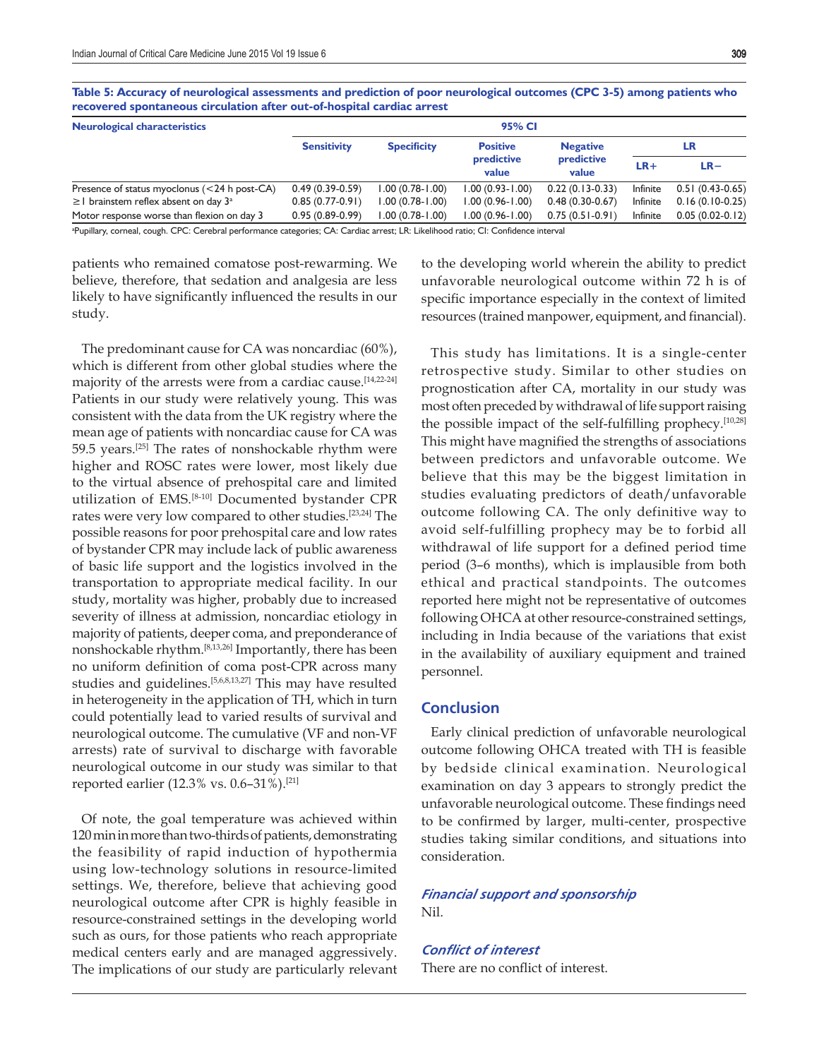**Table 5: Accuracy of neurological assessments and prediction of poor neurological outcomes (CPC 3-5) among patients who recovered spontaneous circulation after out-of-hospital cardiac arrest**

| Neurological characteristics | 95% CI | | | | | |
|---|---|---|---|---|---|---|
| | Sensitivity | Specificity | Positive predictive value | Negative predictive value | LR | |
| | | | | | LR+ | LR− |
| Presence of status myoclonus (<24 h post-CA) | 0.49 (0.39-0.59) | 1.00 (0.78-1.00) | 1.00 (0.93-1.00) | 0.22 (0.13-0.33) | Infinite | 0.51 (0.43-0.65) |
| ≥1 brainstem reflex absent on day 3[a] | 0.85 (0.77-0.91) | 1.00 (0.78-1.00) | 1.00 (0.96-1.00) | 0.48 (0.30-0.67) | Infinite | 0.16 (0.10-0.25) |
| Motor response worse than flexion on day 3 | 0.95 (0.89-0.99) | 1.00 (0.78-1.00) | 1.00 (0.96-1.00) | 0.75 (0.51-0.91) | Infinite | 0.05 (0.02-0.12) |

[a]Pupillary, corneal, cough. CPC: Cerebral performance categories; CA: Cardiac arrest; LR: Likelihood ratio; CI: Confidence interval

patients who remained comatose post-rewarming. We believe, therefore, that sedation and analgesia are less likely to have significantly influenced the results in our study.

The predominant cause for CA was noncardiac (60%), which is different from other global studies where the majority of the arrests were from a cardiac cause.[14,22-24] Patients in our study were relatively young. This was consistent with the data from the UK registry where the mean age of patients with noncardiac cause for CA was 59.5 years.[25] The rates of nonshockable rhythm were higher and ROSC rates were lower, most likely due to the virtual absence of prehospital care and limited utilization of EMS.[8-10] Documented bystander CPR rates were very low compared to other studies.[23,24] The possible reasons for poor prehospital care and low rates of bystander CPR may include lack of public awareness of basic life support and the logistics involved in the transportation to appropriate medical facility. In our study, mortality was higher, probably due to increased severity of illness at admission, noncardiac etiology in majority of patients, deeper coma, and preponderance of nonshockable rhythm.[8,13,26] Importantly, there has been no uniform definition of coma post-CPR across many studies and guidelines.[5,6,8,13,27] This may have resulted in heterogeneity in the application of TH, which in turn could potentially lead to varied results of survival and neurological outcome. The cumulative (VF and non-VF arrests) rate of survival to discharge with favorable neurological outcome in our study was similar to that reported earlier (12.3% vs. 0.6–31%).[21]

Of note, the goal temperature was achieved within 120 min in more than two-thirds of patients, demonstrating the feasibility of rapid induction of hypothermia using low-technology solutions in resource-limited settings. We, therefore, believe that achieving good neurological outcome after CPR is highly feasible in resource-constrained settings in the developing world such as ours, for those patients who reach appropriate medical centers early and are managed aggressively. The implications of our study are particularly relevant to the developing world wherein the ability to predict unfavorable neurological outcome within 72 h is of specific importance especially in the context of limited resources (trained manpower, equipment, and financial).

This study has limitations. It is a single-center retrospective study. Similar to other studies on prognostication after CA, mortality in our study was most often preceded by withdrawal of life support raising the possible impact of the self-fulfilling prophecy.[10,28] This might have magnified the strengths of associations between predictors and unfavorable outcome. We believe that this may be the biggest limitation in studies evaluating predictors of death/unfavorable outcome following CA. The only definitive way to avoid self-fulfilling prophecy may be to forbid all withdrawal of life support for a defined period time period (3–6 months), which is implausible from both ethical and practical standpoints. The outcomes reported here might not be representative of outcomes following OHCA at other resource-constrained settings, including in India because of the variations that exist in the availability of auxiliary equipment and trained personnel.

## Conclusion

Early clinical prediction of unfavorable neurological outcome following OHCA treated with TH is feasible by bedside clinical examination. Neurological examination on day 3 appears to strongly predict the unfavorable neurological outcome. These findings need to be confirmed by larger, multi-center, prospective studies taking similar conditions, and situations into consideration.

### *Financial support and sponsorship*

Nil.

### *Conflict of interest*

There are no conflict of interest.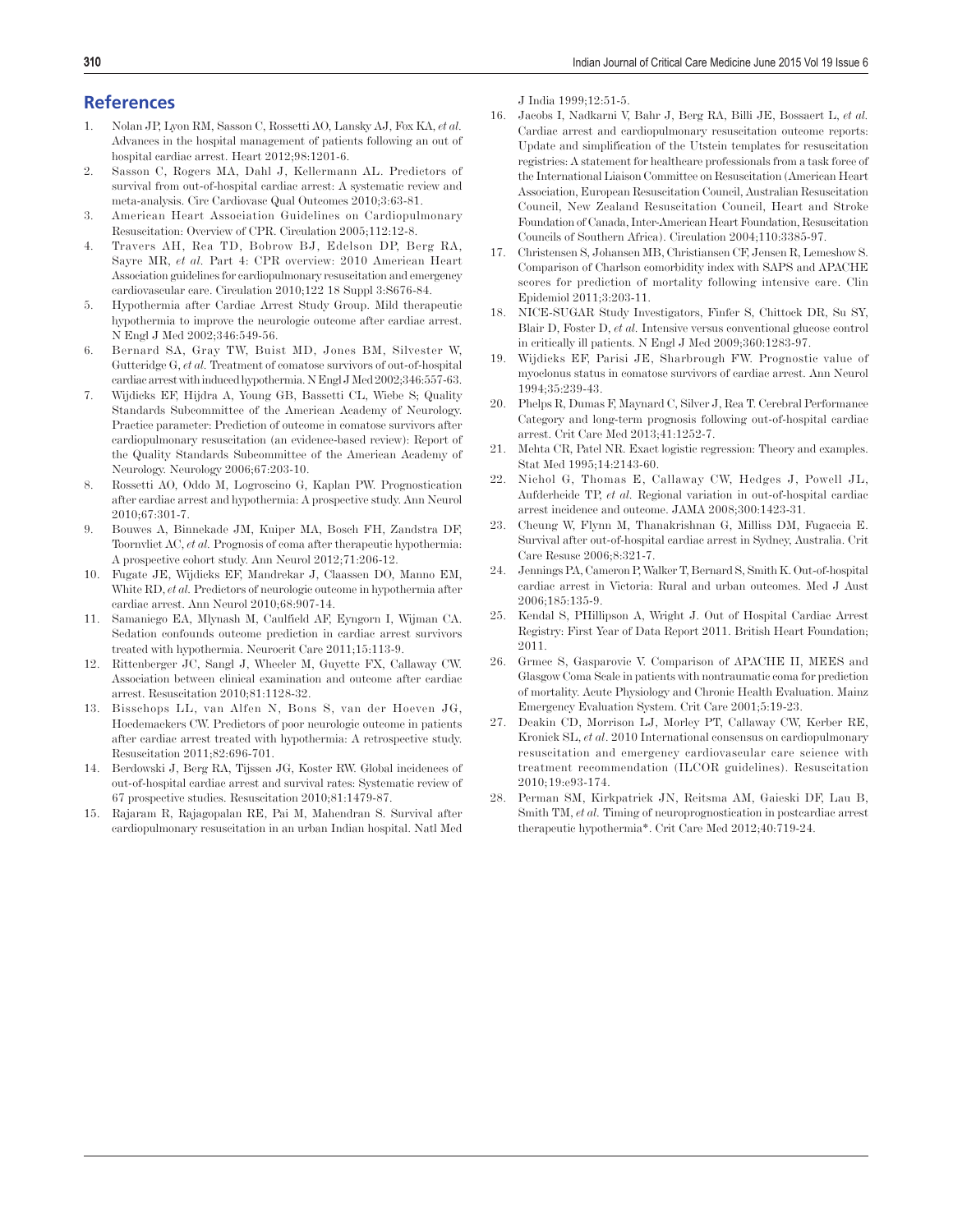## References

1. Nolan JP, Lyon RM, Sasson C, Rossetti AO, Lansky AJ, Fox KA, *et al.* Advances in the hospital management of patients following an out of hospital cardiac arrest. Heart 2012;98:1201-6.
2. Sasson C, Rogers MA, Dahl J, Kellermann AL. Predictors of survival from out-of-hospital cardiac arrest: A systematic review and meta-analysis. Circ Cardiovasc Qual Outcomes 2010;3:63-81.
3. American Heart Association Guidelines on Cardiopulmonary Resuscitation: Overview of CPR. Circulation 2005;112:12-8.
4. Travers AH, Rea TD, Bobrow BJ, Edelson DP, Berg RA, Sayre MR, *et al.* Part 4: CPR overview: 2010 American Heart Association guidelines for cardiopulmonary resuscitation and emergency cardiovascular care. Circulation 2010;122 18 Suppl 3:S676-84.
5. Hypothermia after Cardiac Arrest Study Group. Mild therapeutic hypothermia to improve the neurologic outcome after cardiac arrest. N Engl J Med 2002;346:549-56.
6. Bernard SA, Gray TW, Buist MD, Jones BM, Silvester W, Gutteridge G, *et al.* Treatment of comatose survivors of out-of-hospital cardiac arrest with induced hypothermia. N Engl J Med 2002;346:557-63.
7. Wijdicks EF, Hijdra A, Young GB, Bassetti CL, Wiebe S; Quality Standards Subcommittee of the American Academy of Neurology. Practice parameter: Prediction of outcome in comatose survivors after cardiopulmonary resuscitation (an evidence-based review): Report of the Quality Standards Subcommittee of the American Academy of Neurology. Neurology 2006;67:203-10.
8. Rossetti AO, Oddo M, Logroscino G, Kaplan PW. Prognostication after cardiac arrest and hypothermia: A prospective study. Ann Neurol 2010;67:301-7.
9. Bouwes A, Binnekade JM, Kuiper MA, Bosch FH, Zandstra DF, Toornvliet AC, *et al.* Prognosis of coma after therapeutic hypothermia: A prospective cohort study. Ann Neurol 2012;71:206-12.
10. Fugate JE, Wijdicks EF, Mandrekar J, Claassen DO, Manno EM, White RD, *et al.* Predictors of neurologic outcome in hypothermia after cardiac arrest. Ann Neurol 2010;68:907-14.
11. Samaniego EA, Mlynash M, Caulfield AF, Eyngorn I, Wijman CA. Sedation confounds outcome prediction in cardiac arrest survivors treated with hypothermia. Neurocrit Care 2011;15:113-9.
12. Rittenberger JC, Sangl J, Wheeler M, Guyette FX, Callaway CW. Association between clinical examination and outcome after cardiac arrest. Resuscitation 2010;81:1128-32.
13. Bisschops LL, van Alfen N, Bons S, van der Hoeven JG, Hoedemaekers CW. Predictors of poor neurologic outcome in patients after cardiac arrest treated with hypothermia: A retrospective study. Resuscitation 2011;82:696-701.
14. Berdowski J, Berg RA, Tijssen JG, Koster RW. Global incidences of out-of-hospital cardiac arrest and survival rates: Systematic review of 67 prospective studies. Resuscitation 2010;81:1479-87.
15. Rajaram R, Rajagopalan RE, Pai M, Mahendran S. Survival after cardiopulmonary resuscitation in an urban Indian hospital. Natl Med J India 1999;12:51-5.
16. Jacobs I, Nadkarni V, Bahr J, Berg RA, Billi JE, Bossaert L, *et al.* Cardiac arrest and cardiopulmonary resuscitation outcome reports: Update and simplification of the Utstein templates for resuscitation registries: A statement for healthcare professionals from a task force of the International Liaison Committee on Resuscitation (American Heart Association, European Resuscitation Council, Australian Resuscitation Council, New Zealand Resuscitation Council, Heart and Stroke Foundation of Canada, Inter-American Heart Foundation, Resuscitation Councils of Southern Africa). Circulation 2004;110:3385-97.
17. Christensen S, Johansen MB, Christiansen CF, Jensen R, Lemeshow S. Comparison of Charlson comorbidity index with SAPS and APACHE scores for prediction of mortality following intensive care. Clin Epidemiol 2011;3:203-11.
18. NICE-SUGAR Study Investigators, Finfer S, Chittock DR, Su SY, Blair D, Foster D, *et al.* Intensive versus conventional glucose control in critically ill patients. N Engl J Med 2009;360:1283-97.
19. Wijdicks EF, Parisi JE, Sharbrough FW. Prognostic value of myoclonus status in comatose survivors of cardiac arrest. Ann Neurol 1994;35:239-43.
20. Phelps R, Dumas F, Maynard C, Silver J, Rea T. Cerebral Performance Category and long-term prognosis following out-of-hospital cardiac arrest. Crit Care Med 2013;41:1252-7.
21. Mehta CR, Patel NR. Exact logistic regression: Theory and examples. Stat Med 1995;14:2143-60.
22. Nichol G, Thomas E, Callaway CW, Hedges J, Powell JL, Aufderheide TP, *et al.* Regional variation in out-of-hospital cardiac arrest incidence and outcome. JAMA 2008;300:1423-31.
23. Cheung W, Flynn M, Thanakrishnan G, Milliss DM, Fugaccia E. Survival after out-of-hospital cardiac arrest in Sydney, Australia. Crit Care Resusc 2006;8:321-7.
24. Jennings PA, Cameron P, Walker T, Bernard S, Smith K. Out-of-hospital cardiac arrest in Victoria: Rural and urban outcomes. Med J Aust 2006;185:135-9.
25. Kendal S, PHillipson A, Wright J. Out of Hospital Cardiac Arrest Registry: First Year of Data Report 2011. British Heart Foundation; 2011.
26. Grmec S, Gasparovic V. Comparison of APACHE II, MEES and Glasgow Coma Scale in patients with nontraumatic coma for prediction of mortality. Acute Physiology and Chronic Health Evaluation. Mainz Emergency Evaluation System. Crit Care 2001;5:19-23.
27. Deakin CD, Morrison LJ, Morley PT, Callaway CW, Kerber RE, Kronick SL, *et al.* 2010 International consensus on cardiopulmonary resuscitation and emergency cardiovascular care science with treatment recommendation (ILCOR guidelines). Resuscitation 2010;19:e93-174.
28. Perman SM, Kirkpatrick JN, Reitsma AM, Gaieski DF, Lau B, Smith TM, *et al.* Timing of neuroprognostication in postcardiac arrest therapeutic hypothermia*. Crit Care Med 2012;40:719-24.